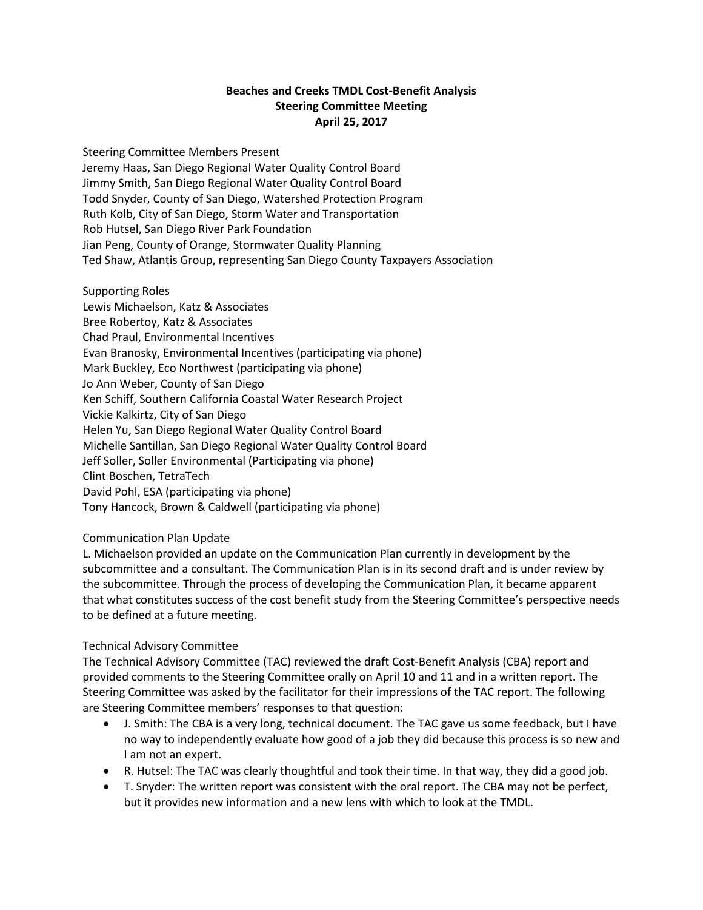**Beaches and Creeks TMDL Cost-Benefit Analysis**
**Steering Committee Meeting**
**April 25, 2017**

Steering Committee Members Present

Jeremy Haas, San Diego Regional Water Quality Control Board
Jimmy Smith, San Diego Regional Water Quality Control Board
Todd Snyder, County of San Diego, Watershed Protection Program
Ruth Kolb, City of San Diego, Storm Water and Transportation
Rob Hutsel, San Diego River Park Foundation
Jian Peng, County of Orange, Stormwater Quality Planning
Ted Shaw, Atlantis Group, representing San Diego County Taxpayers Association

Supporting Roles

Lewis Michaelson, Katz & Associates
Bree Robertoy, Katz & Associates
Chad Praul, Environmental Incentives
Evan Branosky, Environmental Incentives (participating via phone)
Mark Buckley, Eco Northwest (participating via phone)
Jo Ann Weber, County of San Diego
Ken Schiff, Southern California Coastal Water Research Project
Vickie Kalkirtz, City of San Diego
Helen Yu, San Diego Regional Water Quality Control Board
Michelle Santillan, San Diego Regional Water Quality Control Board
Jeff Soller, Soller Environmental (Participating via phone)
Clint Boschen, TetraTech
David Pohl, ESA (participating via phone)
Tony Hancock, Brown & Caldwell (participating via phone)

Communication Plan Update

L. Michaelson provided an update on the Communication Plan currently in development by the subcommittee and a consultant. The Communication Plan is in its second draft and is under review by the subcommittee. Through the process of developing the Communication Plan, it became apparent that what constitutes success of the cost benefit study from the Steering Committee's perspective needs to be defined at a future meeting.

Technical Advisory Committee

The Technical Advisory Committee (TAC) reviewed the draft Cost-Benefit Analysis (CBA) report and provided comments to the Steering Committee orally on April 10 and 11 and in a written report. The Steering Committee was asked by the facilitator for their impressions of the TAC report. The following are Steering Committee members' responses to that question:

- J. Smith: The CBA is a very long, technical document. The TAC gave us some feedback, but I have no way to independently evaluate how good of a job they did because this process is so new and I am not an expert.
- R. Hutsel: The TAC was clearly thoughtful and took their time. In that way, they did a good job.
- T. Snyder: The written report was consistent with the oral report. The CBA may not be perfect, but it provides new information and a new lens with which to look at the TMDL.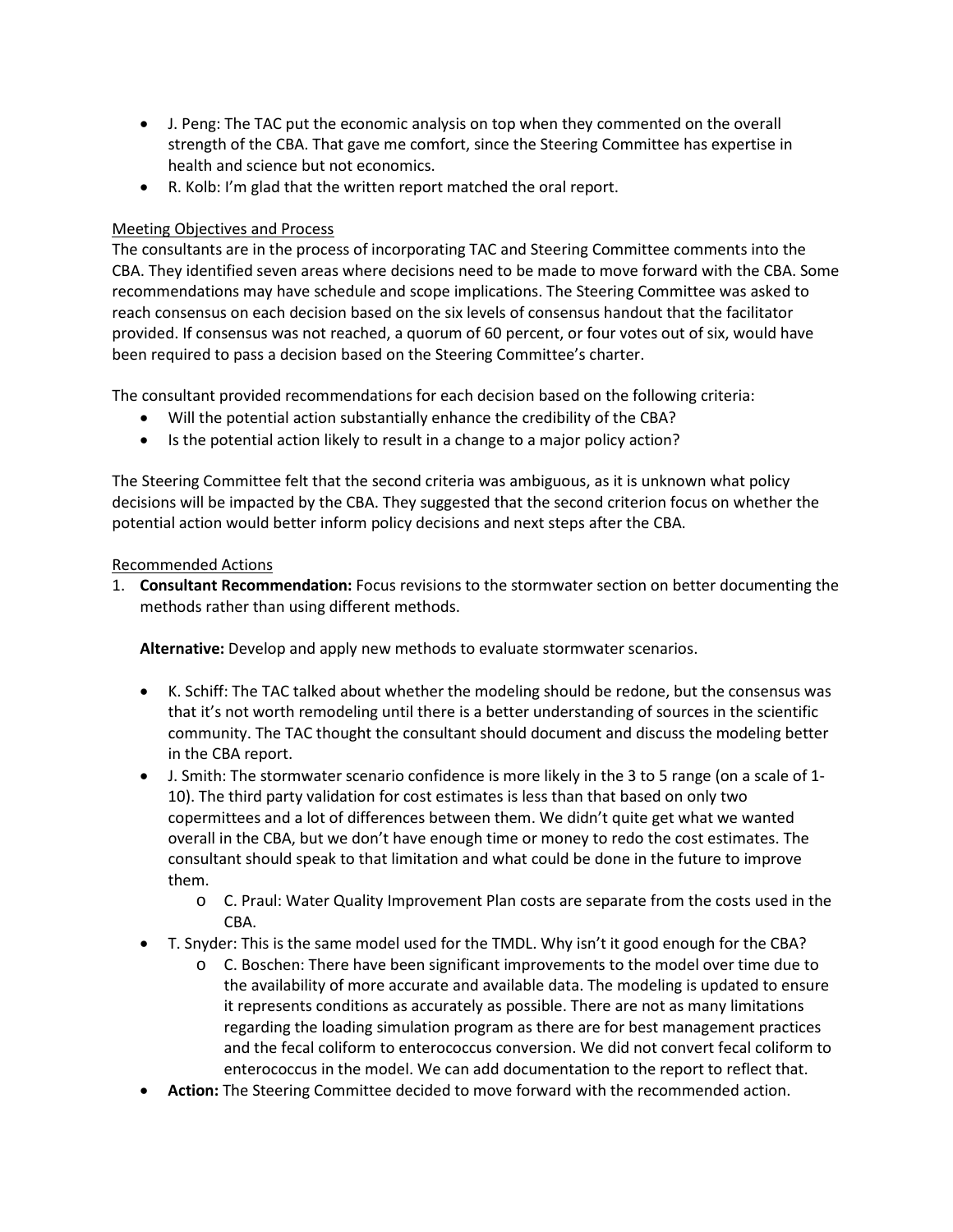- J. Peng: The TAC put the economic analysis on top when they commented on the overall strength of the CBA. That gave me comfort, since the Steering Committee has expertise in health and science but not economics.
- R. Kolb: I'm glad that the written report matched the oral report.

Meeting Objectives and Process

The consultants are in the process of incorporating TAC and Steering Committee comments into the CBA. They identified seven areas where decisions need to be made to move forward with the CBA. Some recommendations may have schedule and scope implications. The Steering Committee was asked to reach consensus on each decision based on the six levels of consensus handout that the facilitator provided. If consensus was not reached, a quorum of 60 percent, or four votes out of six, would have been required to pass a decision based on the Steering Committee's charter.

The consultant provided recommendations for each decision based on the following criteria:

- Will the potential action substantially enhance the credibility of the CBA?
- Is the potential action likely to result in a change to a major policy action?

The Steering Committee felt that the second criteria was ambiguous, as it is unknown what policy decisions will be impacted by the CBA. They suggested that the second criterion focus on whether the potential action would better inform policy decisions and next steps after the CBA.

Recommended Actions

1. **Consultant Recommendation:** Focus revisions to the stormwater section on better documenting the methods rather than using different methods.

   **Alternative:** Develop and apply new methods to evaluate stormwater scenarios.

   - K. Schiff: The TAC talked about whether the modeling should be redone, but the consensus was that it's not worth remodeling until there is a better understanding of sources in the scientific community. The TAC thought the consultant should document and discuss the modeling better in the CBA report.
   - J. Smith: The stormwater scenario confidence is more likely in the 3 to 5 range (on a scale of 1-10). The third party validation for cost estimates is less than that based on only two copermittees and a lot of differences between them. We didn't quite get what we wanted overall in the CBA, but we don't have enough time or money to redo the cost estimates. The consultant should speak to that limitation and what could be done in the future to improve them.
     - C. Praul: Water Quality Improvement Plan costs are separate from the costs used in the CBA.
   - T. Snyder: This is the same model used for the TMDL. Why isn't it good enough for the CBA?
     - C. Boschen: There have been significant improvements to the model over time due to the availability of more accurate and available data. The modeling is updated to ensure it represents conditions as accurately as possible. There are not as many limitations regarding the loading simulation program as there are for best management practices and the fecal coliform to enterococcus conversion. We did not convert fecal coliform to enterococcus in the model. We can add documentation to the report to reflect that.
   - **Action:** The Steering Committee decided to move forward with the recommended action.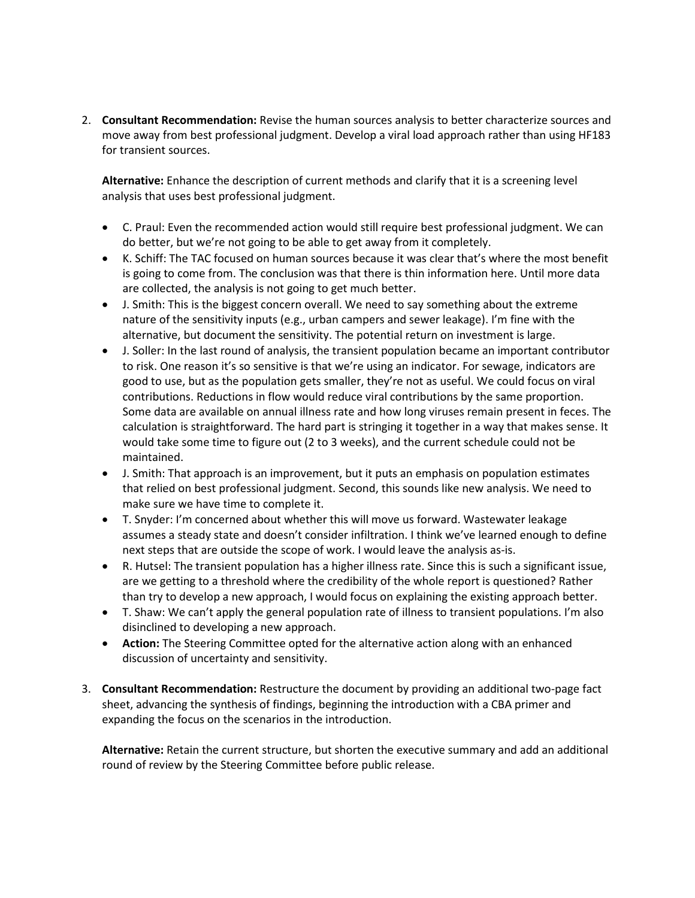2. **Consultant Recommendation:** Revise the human sources analysis to better characterize sources and move away from best professional judgment. Develop a viral load approach rather than using HF183 for transient sources.

   **Alternative:** Enhance the description of current methods and clarify that it is a screening level analysis that uses best professional judgment.

   - C. Praul: Even the recommended action would still require best professional judgment. We can do better, but we're not going to be able to get away from it completely.
   - K. Schiff: The TAC focused on human sources because it was clear that's where the most benefit is going to come from. The conclusion was that there is thin information here. Until more data are collected, the analysis is not going to get much better.
   - J. Smith: This is the biggest concern overall. We need to say something about the extreme nature of the sensitivity inputs (e.g., urban campers and sewer leakage). I'm fine with the alternative, but document the sensitivity. The potential return on investment is large.
   - J. Soller: In the last round of analysis, the transient population became an important contributor to risk. One reason it's so sensitive is that we're using an indicator. For sewage, indicators are good to use, but as the population gets smaller, they're not as useful. We could focus on viral contributions. Reductions in flow would reduce viral contributions by the same proportion. Some data are available on annual illness rate and how long viruses remain present in feces. The calculation is straightforward. The hard part is stringing it together in a way that makes sense. It would take some time to figure out (2 to 3 weeks), and the current schedule could not be maintained.
   - J. Smith: That approach is an improvement, but it puts an emphasis on population estimates that relied on best professional judgment. Second, this sounds like new analysis. We need to make sure we have time to complete it.
   - T. Snyder: I'm concerned about whether this will move us forward. Wastewater leakage assumes a steady state and doesn't consider infiltration. I think we've learned enough to define next steps that are outside the scope of work. I would leave the analysis as-is.
   - R. Hutsel: The transient population has a higher illness rate. Since this is such a significant issue, are we getting to a threshold where the credibility of the whole report is questioned? Rather than try to develop a new approach, I would focus on explaining the existing approach better.
   - T. Shaw: We can't apply the general population rate of illness to transient populations. I'm also disinclined to developing a new approach.
   - **Action:** The Steering Committee opted for the alternative action along with an enhanced discussion of uncertainty and sensitivity.

3. **Consultant Recommendation:** Restructure the document by providing an additional two-page fact sheet, advancing the synthesis of findings, beginning the introduction with a CBA primer and expanding the focus on the scenarios in the introduction.

   **Alternative:** Retain the current structure, but shorten the executive summary and add an additional round of review by the Steering Committee before public release.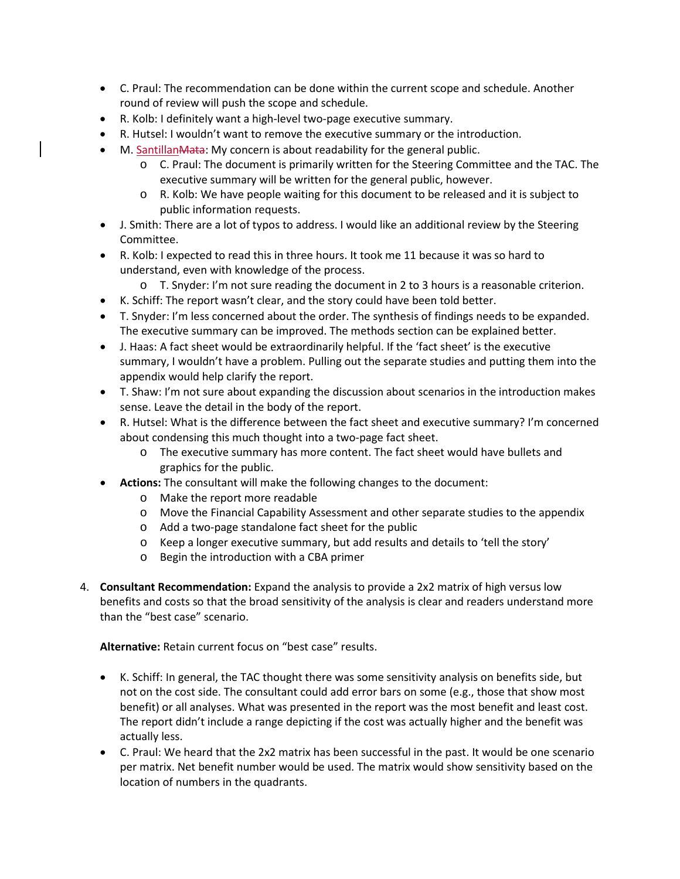- C. Praul: The recommendation can be done within the current scope and schedule. Another round of review will push the scope and schedule.
- R. Kolb: I definitely want a high-level two-page executive summary.
- R. Hutsel: I wouldn't want to remove the executive summary or the introduction.
- M. Santillan~~Mata~~: My concern is about readability for the general public.
  - C. Praul: The document is primarily written for the Steering Committee and the TAC. The executive summary will be written for the general public, however.
  - R. Kolb: We have people waiting for this document to be released and it is subject to public information requests.
- J. Smith: There are a lot of typos to address. I would like an additional review by the Steering Committee.
- R. Kolb: I expected to read this in three hours. It took me 11 because it was so hard to understand, even with knowledge of the process.
  - T. Snyder: I'm not sure reading the document in 2 to 3 hours is a reasonable criterion.
- K. Schiff: The report wasn't clear, and the story could have been told better.
- T. Snyder: I'm less concerned about the order. The synthesis of findings needs to be expanded. The executive summary can be improved. The methods section can be explained better.
- J. Haas: A fact sheet would be extraordinarily helpful. If the 'fact sheet' is the executive summary, I wouldn't have a problem. Pulling out the separate studies and putting them into the appendix would help clarify the report.
- T. Shaw: I'm not sure about expanding the discussion about scenarios in the introduction makes sense. Leave the detail in the body of the report.
- R. Hutsel: What is the difference between the fact sheet and executive summary? I'm concerned about condensing this much thought into a two-page fact sheet.
  - The executive summary has more content. The fact sheet would have bullets and graphics for the public.
- **Actions:** The consultant will make the following changes to the document:
  - Make the report more readable
  - Move the Financial Capability Assessment and other separate studies to the appendix
  - Add a two-page standalone fact sheet for the public
  - Keep a longer executive summary, but add results and details to 'tell the story'
  - Begin the introduction with a CBA primer

4. **Consultant Recommendation:** Expand the analysis to provide a 2x2 matrix of high versus low benefits and costs so that the broad sensitivity of the analysis is clear and readers understand more than the "best case" scenario.

   **Alternative:** Retain current focus on "best case" results.

- K. Schiff: In general, the TAC thought there was some sensitivity analysis on benefits side, but not on the cost side. The consultant could add error bars on some (e.g., those that show most benefit) or all analyses. What was presented in the report was the most benefit and least cost. The report didn't include a range depicting if the cost was actually higher and the benefit was actually less.
- C. Praul: We heard that the 2x2 matrix has been successful in the past. It would be one scenario per matrix. Net benefit number would be used. The matrix would show sensitivity based on the location of numbers in the quadrants.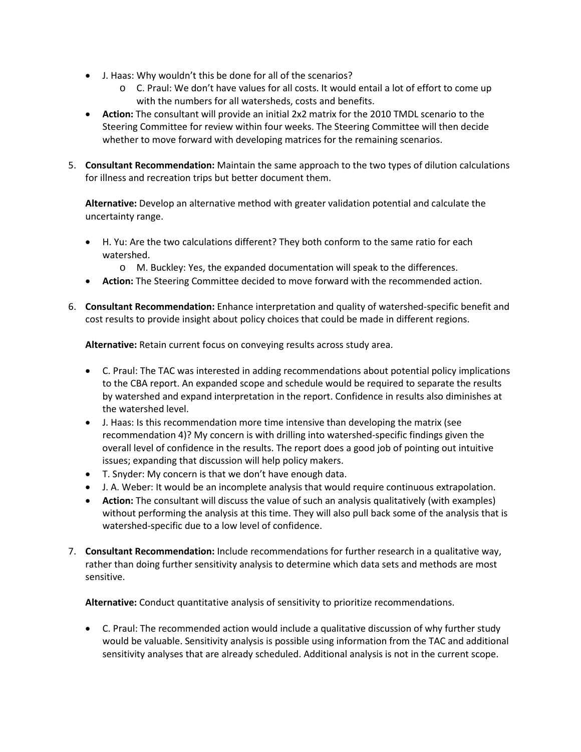- J. Haas: Why wouldn't this be done for all of the scenarios?
    - C. Praul: We don't have values for all costs. It would entail a lot of effort to come up with the numbers for all watersheds, costs and benefits.
- **Action:** The consultant will provide an initial 2x2 matrix for the 2010 TMDL scenario to the Steering Committee for review within four weeks. The Steering Committee will then decide whether to move forward with developing matrices for the remaining scenarios.

5. **Consultant Recommendation:** Maintain the same approach to the two types of dilution calculations for illness and recreation trips but better document them.

   **Alternative:** Develop an alternative method with greater validation potential and calculate the uncertainty range.

   - H. Yu: Are the two calculations different? They both conform to the same ratio for each watershed.
       - M. Buckley: Yes, the expanded documentation will speak to the differences.
   - **Action:** The Steering Committee decided to move forward with the recommended action.

6. **Consultant Recommendation:** Enhance interpretation and quality of watershed-specific benefit and cost results to provide insight about policy choices that could be made in different regions.

   **Alternative:** Retain current focus on conveying results across study area.

   - C. Praul: The TAC was interested in adding recommendations about potential policy implications to the CBA report. An expanded scope and schedule would be required to separate the results by watershed and expand interpretation in the report. Confidence in results also diminishes at the watershed level.
   - J. Haas: Is this recommendation more time intensive than developing the matrix (see recommendation 4)? My concern is with drilling into watershed-specific findings given the overall level of confidence in the results. The report does a good job of pointing out intuitive issues; expanding that discussion will help policy makers.
   - T. Snyder: My concern is that we don't have enough data.
   - J. A. Weber: It would be an incomplete analysis that would require continuous extrapolation.
   - **Action:** The consultant will discuss the value of such an analysis qualitatively (with examples) without performing the analysis at this time. They will also pull back some of the analysis that is watershed-specific due to a low level of confidence.

7. **Consultant Recommendation:** Include recommendations for further research in a qualitative way, rather than doing further sensitivity analysis to determine which data sets and methods are most sensitive.

   **Alternative:** Conduct quantitative analysis of sensitivity to prioritize recommendations.

   - C. Praul: The recommended action would include a qualitative discussion of why further study would be valuable. Sensitivity analysis is possible using information from the TAC and additional sensitivity analyses that are already scheduled. Additional analysis is not in the current scope.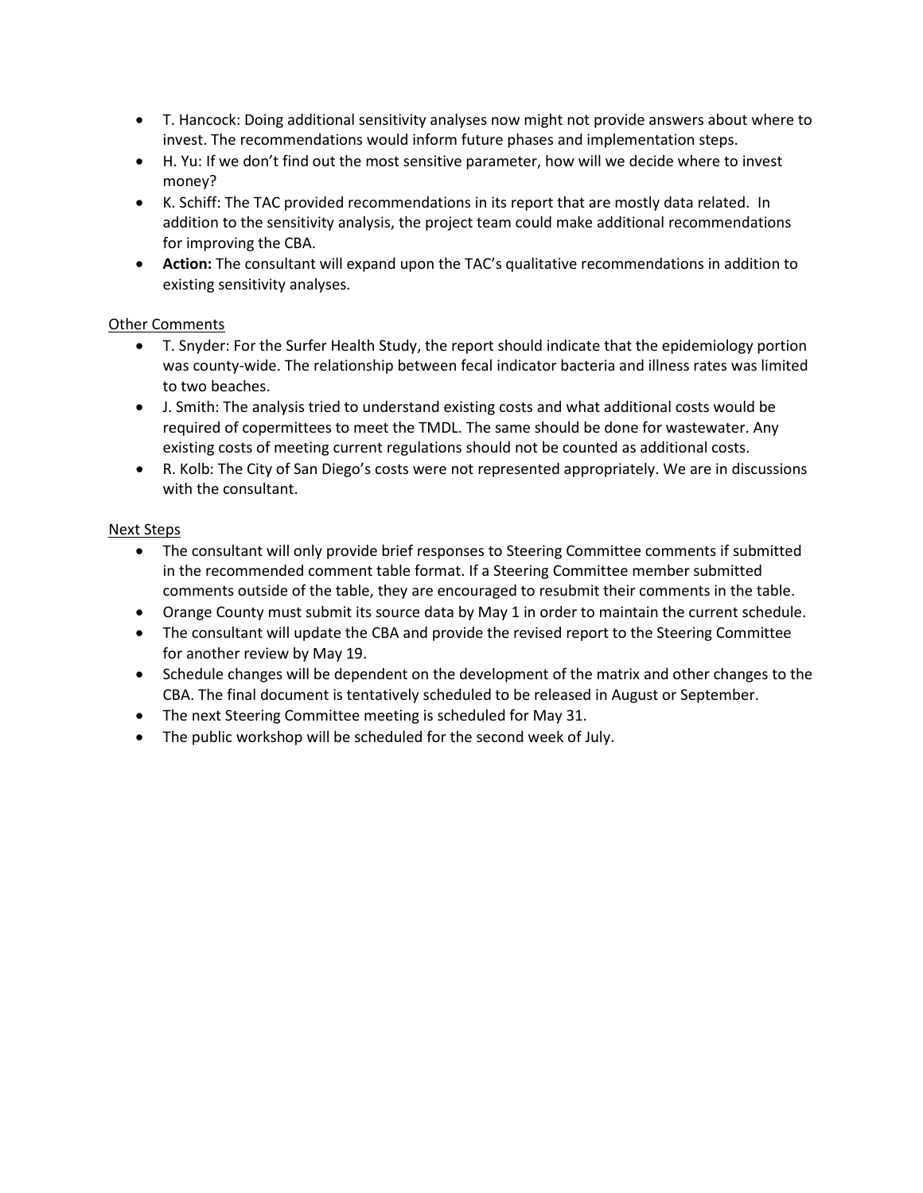- T. Hancock: Doing additional sensitivity analyses now might not provide answers about where to invest. The recommendations would inform future phases and implementation steps.
- H. Yu: If we don't find out the most sensitive parameter, how will we decide where to invest money?
- K. Schiff: The TAC provided recommendations in its report that are mostly data related. In addition to the sensitivity analysis, the project team could make additional recommendations for improving the CBA.
- **Action:** The consultant will expand upon the TAC's qualitative recommendations in addition to existing sensitivity analyses.

<u>Other Comments</u>

- T. Snyder: For the Surfer Health Study, the report should indicate that the epidemiology portion was county-wide. The relationship between fecal indicator bacteria and illness rates was limited to two beaches.
- J. Smith: The analysis tried to understand existing costs and what additional costs would be required of copermittees to meet the TMDL. The same should be done for wastewater. Any existing costs of meeting current regulations should not be counted as additional costs.
- R. Kolb: The City of San Diego's costs were not represented appropriately. We are in discussions with the consultant.

<u>Next Steps</u>

- The consultant will only provide brief responses to Steering Committee comments if submitted in the recommended comment table format. If a Steering Committee member submitted comments outside of the table, they are encouraged to resubmit their comments in the table.
- Orange County must submit its source data by May 1 in order to maintain the current schedule.
- The consultant will update the CBA and provide the revised report to the Steering Committee for another review by May 19.
- Schedule changes will be dependent on the development of the matrix and other changes to the CBA. The final document is tentatively scheduled to be released in August or September.
- The next Steering Committee meeting is scheduled for May 31.
- The public workshop will be scheduled for the second week of July.